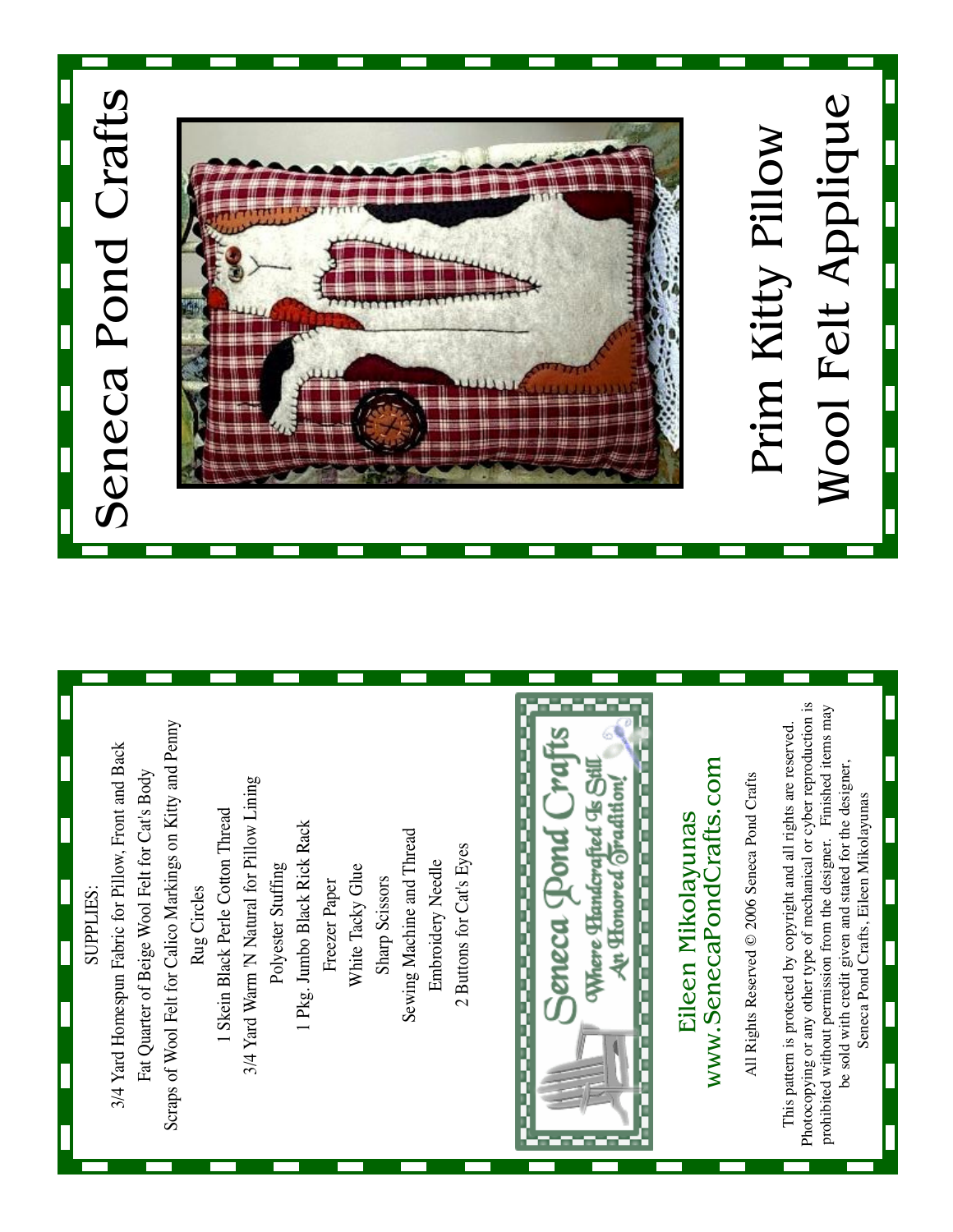# Seneca Pond Crafts

## Prim Kitty Pillow

## Wool Felt Applique

SUPPLIES:

3/4 Yard Homespun Fabric for Pillow, Front and Back

Fat Quarter of Beige Wool Felt for Cat's Body

Scraps of Wool Felt for Calico Markings on Kitty and Penny Rug Circles

1 Skein Black Perle Cotton Thread

3/4 Yard Warm 'N Natural for Pillow Lining

Polyester Stuffing

1 Pkg. Jumbo Black Rick Rack

Freezer Paper

White Tacky Glue

Sharp Scissors

Sewing Machine and Thread

Embroidery Needle

2 Buttons for Cat's Eyes

Seneca Pond Crafts

*Where Handcrafted Is Still An Honored Tradition!*

Eileen Mikolayunas

www.SenecaPondCrafts.com

All Rights Reserved © 2006 Seneca Pond Crafts

This pattern is protected by copyright and all rights are reserved. Photocopying or any other type of mechanical or cyber reproduction is prohibited without permission from the designer. Finished items may be sold with credit given and stated for the designer, Seneca Pond Crafts, Eileen Mikolayunas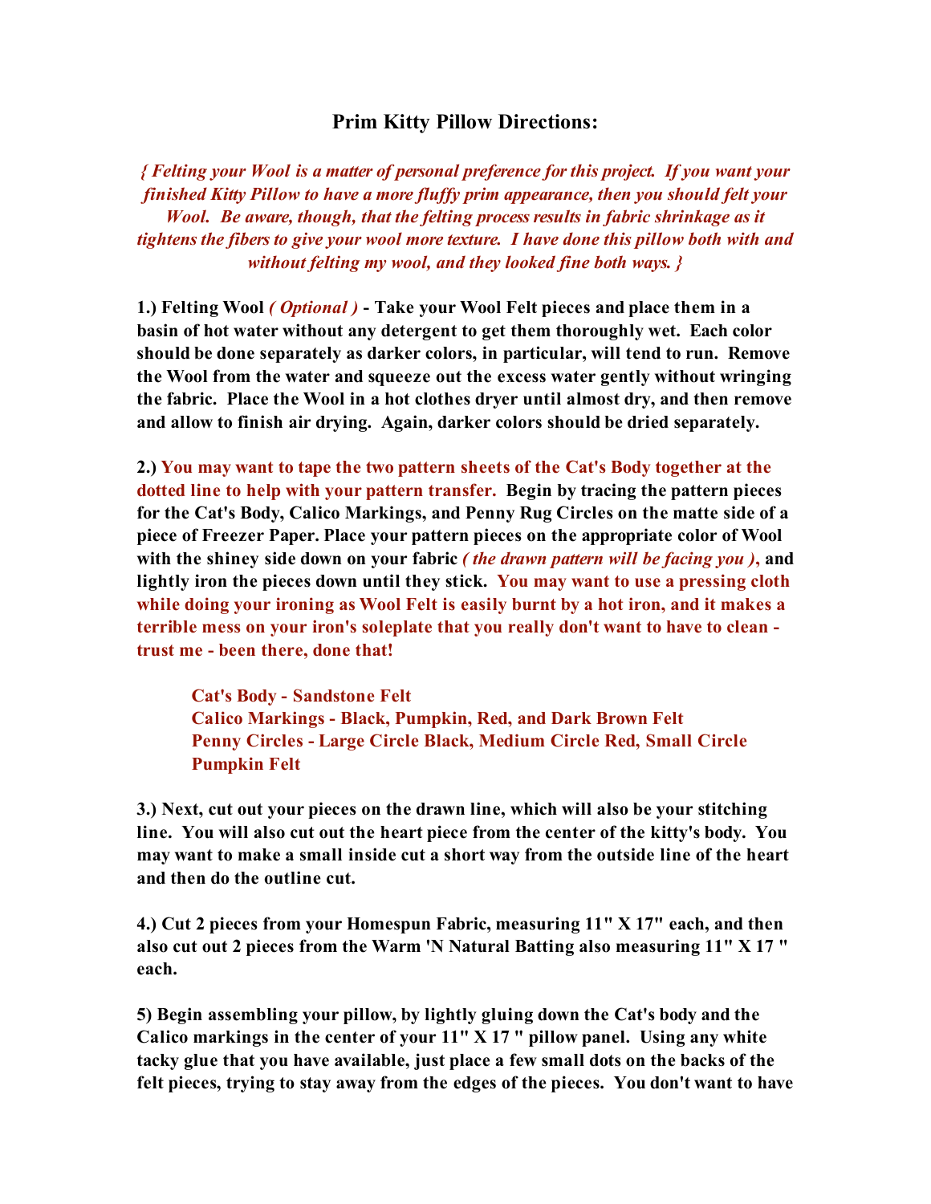## Prim Kitty Pillow Directions:

*{ Felting your Wool is a matter of personal preference for this project. If you want your finished Kitty Pillow to have a more fluffy prim appearance, then you should felt your Wool. Be aware, though, that the felting process results in fabric shrinkage as it tightens the fibers to give your wool more texture. I have done this pillow both with and without felting my wool, and they looked fine both ways. }*

**1.) Felting Wool *( Optional )* - Take your Wool Felt pieces and place them in a basin of hot water without any detergent to get them thoroughly wet. Each color should be done separately as darker colors, in particular, will tend to run. Remove the Wool from the water and squeeze out the excess water gently without wringing the fabric. Place the Wool in a hot clothes dryer until almost dry, and then remove and allow to finish air drying. Again, darker colors should be dried separately.**

**2.) You may want to tape the two pattern sheets of the Cat's Body together at the dotted line to help with your pattern transfer. Begin by tracing the pattern pieces for the Cat's Body, Calico Markings, and Penny Rug Circles on the matte side of a piece of Freezer Paper. Place your pattern pieces on the appropriate color of Wool with the shiney side down on your fabric *( the drawn pattern will be facing you )*, and lightly iron the pieces down until they stick. You may want to use a pressing cloth while doing your ironing as Wool Felt is easily burnt by a hot iron, and it makes a terrible mess on your iron's soleplate that you really don't want to have to clean - trust me - been there, done that!**

> **Cat's Body - Sandstone Felt**
> **Calico Markings - Black, Pumpkin, Red, and Dark Brown Felt**
> **Penny Circles - Large Circle Black, Medium Circle Red, Small Circle Pumpkin Felt**

**3.) Next, cut out your pieces on the drawn line, which will also be your stitching line. You will also cut out the heart piece from the center of the kitty's body. You may want to make a small inside cut a short way from the outside line of the heart and then do the outline cut.**

**4.) Cut 2 pieces from your Homespun Fabric, measuring 11" X 17" each, and then also cut out 2 pieces from the Warm 'N Natural Batting also measuring 11" X 17 " each.**

**5) Begin assembling your pillow, by lightly gluing down the Cat's body and the Calico markings in the center of your 11" X 17 " pillow panel. Using any white tacky glue that you have available, just place a few small dots on the backs of the felt pieces, trying to stay away from the edges of the pieces. You don't want to have**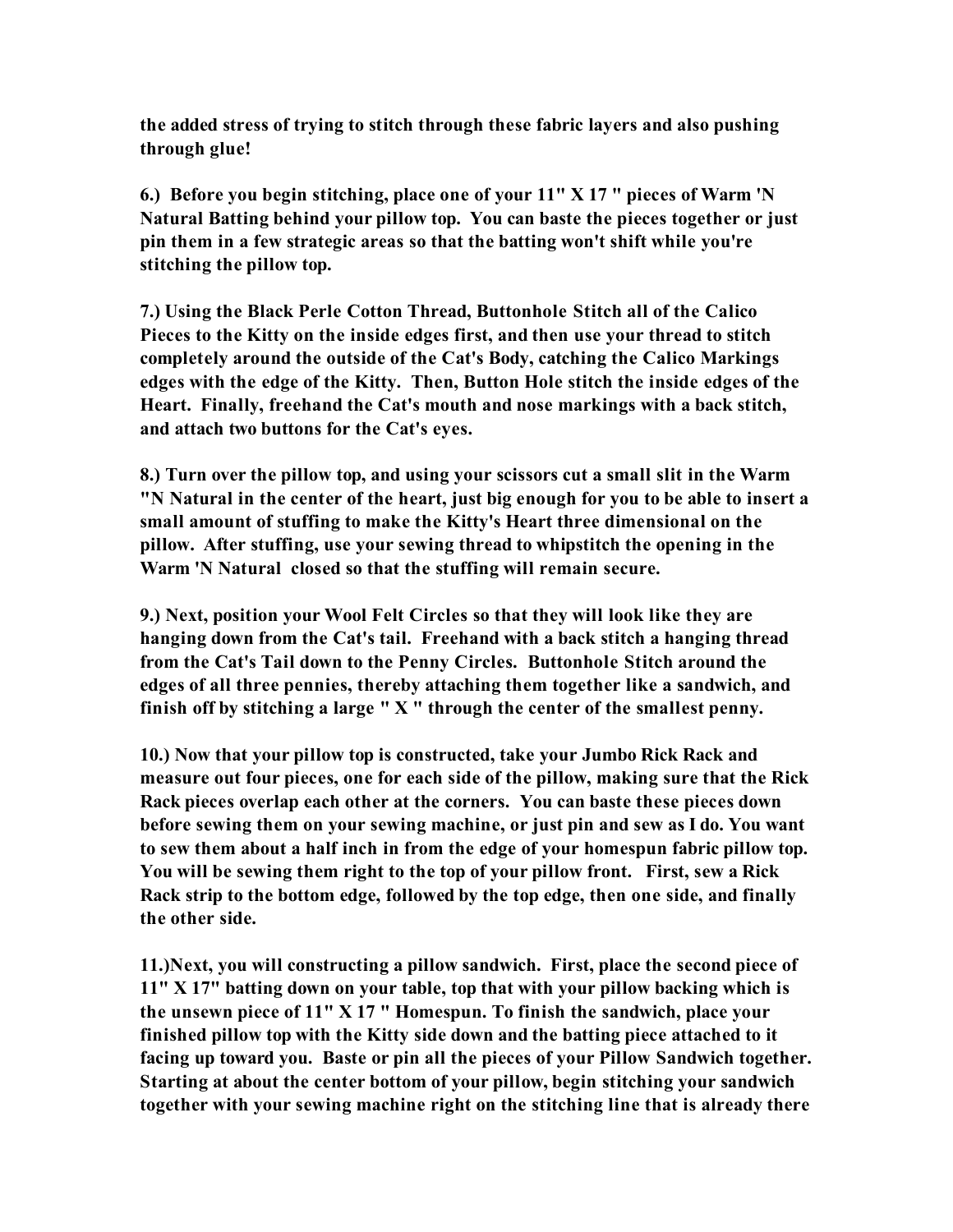**the added stress of trying to stitch through these fabric layers and also pushing through glue!**

**6.) Before you begin stitching, place one of your 11" X 17 " pieces of Warm 'N Natural Batting behind your pillow top. You can baste the pieces together or just pin them in a few strategic areas so that the batting won't shift while you're stitching the pillow top.**

**7.) Using the Black Perle Cotton Thread, Buttonhole Stitch all of the Calico Pieces to the Kitty on the inside edges first, and then use your thread to stitch completely around the outside of the Cat's Body, catching the Calico Markings edges with the edge of the Kitty. Then, Button Hole stitch the inside edges of the Heart. Finally, freehand the Cat's mouth and nose markings with a back stitch, and attach two buttons for the Cat's eyes.**

**8.) Turn over the pillow top, and using your scissors cut a small slit in the Warm "N Natural in the center of the heart, just big enough for you to be able to insert a small amount of stuffing to make the Kitty's Heart three dimensional on the pillow. After stuffing, use your sewing thread to whipstitch the opening in the Warm 'N Natural closed so that the stuffing will remain secure.**

**9.) Next, position your Wool Felt Circles so that they will look like they are hanging down from the Cat's tail. Freehand with a back stitch a hanging thread from the Cat's Tail down to the Penny Circles. Buttonhole Stitch around the edges of all three pennies, thereby attaching them together like a sandwich, and finish off by stitching a large " X " through the center of the smallest penny.**

**10.) Now that your pillow top is constructed, take your Jumbo Rick Rack and measure out four pieces, one for each side of the pillow, making sure that the Rick Rack pieces overlap each other at the corners. You can baste these pieces down before sewing them on your sewing machine, or just pin and sew as I do. You want to sew them about a half inch in from the edge of your homespun fabric pillow top. You will be sewing them right to the top of your pillow front. First, sew a Rick Rack strip to the bottom edge, followed by the top edge, then one side, and finally the other side.**

**11.)Next, you will constructing a pillow sandwich. First, place the second piece of 11" X 17" batting down on your table, top that with your pillow backing which is the unsewn piece of 11" X 17 " Homespun. To finish the sandwich, place your finished pillow top with the Kitty side down and the batting piece attached to it facing up toward you. Baste or pin all the pieces of your Pillow Sandwich together. Starting at about the center bottom of your pillow, begin stitching your sandwich together with your sewing machine right on the stitching line that is already there**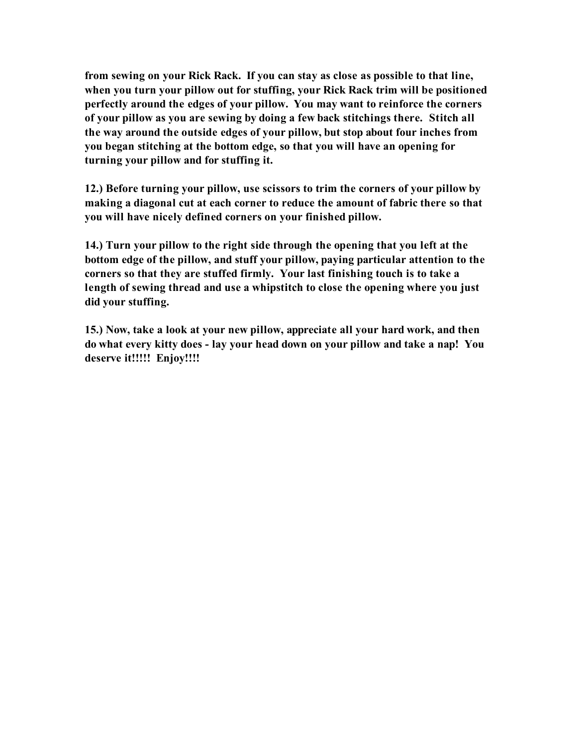**from sewing on your Rick Rack. If you can stay as close as possible to that line, when you turn your pillow out for stuffing, your Rick Rack trim will be positioned perfectly around the edges of your pillow. You may want to reinforce the corners of your pillow as you are sewing by doing a few back stitchings there. Stitch all the way around the outside edges of your pillow, but stop about four inches from you began stitching at the bottom edge, so that you will have an opening for turning your pillow and for stuffing it.**

**12.) Before turning your pillow, use scissors to trim the corners of your pillow by making a diagonal cut at each corner to reduce the amount of fabric there so that you will have nicely defined corners on your finished pillow.**

**14.) Turn your pillow to the right side through the opening that you left at the bottom edge of the pillow, and stuff your pillow, paying particular attention to the corners so that they are stuffed firmly. Your last finishing touch is to take a length of sewing thread and use a whipstitch to close the opening where you just did your stuffing.**

**15.) Now, take a look at your new pillow, appreciate all your hard work, and then do what every kitty does - lay your head down on your pillow and take a nap! You deserve it!!!!! Enjoy!!!!**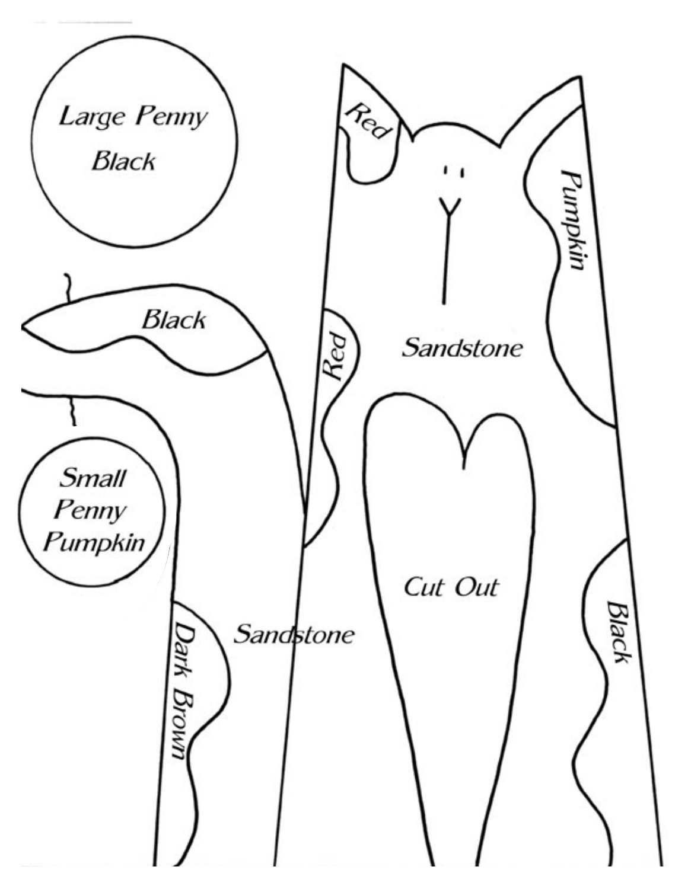Large Penny
Black

Red

Pumpkin

Black

Red

Sandstone

Small
Penny
Pumpkin

Cut Out

Black

Dark Brown

Sandstone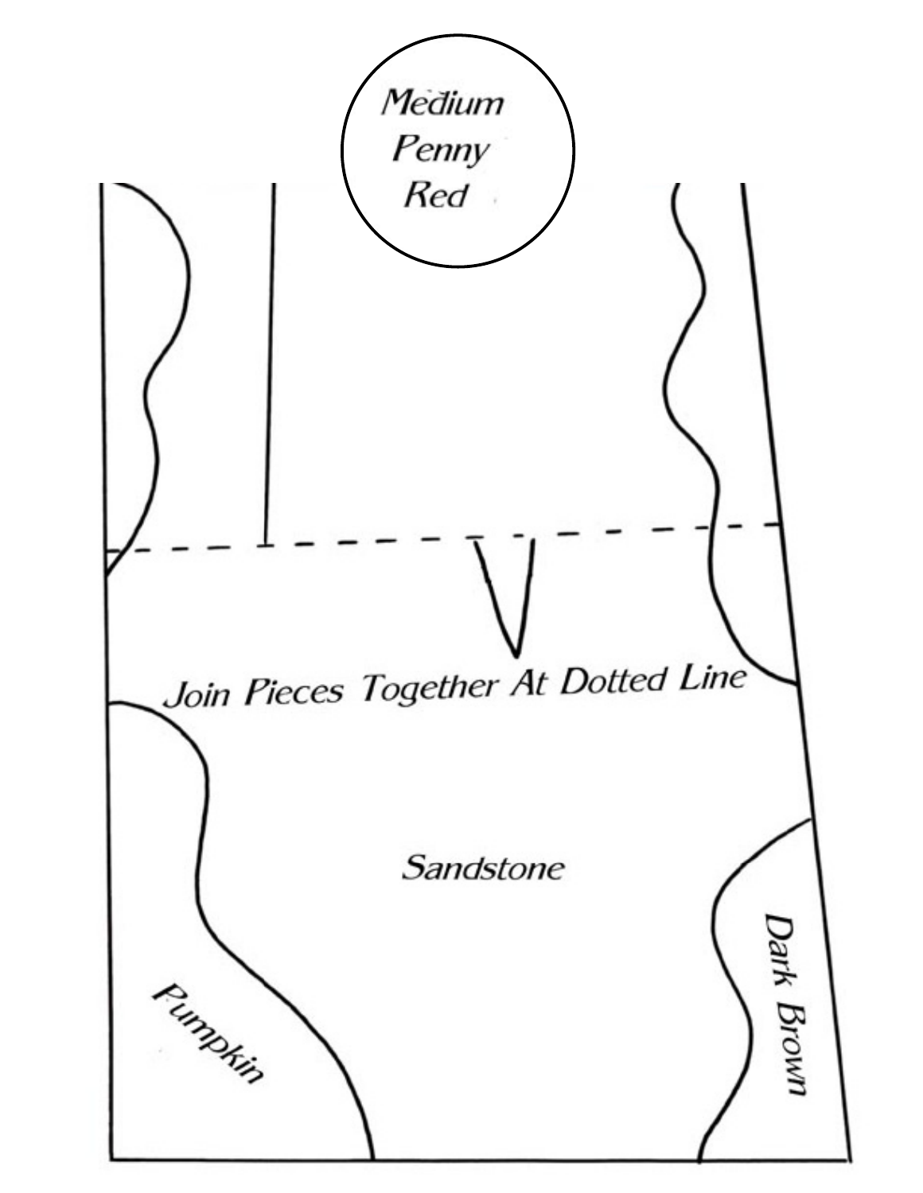Medium
Penny
Red

Join Pieces Together At Dotted Line

Sandstone

Pumpkin

Dark Brown